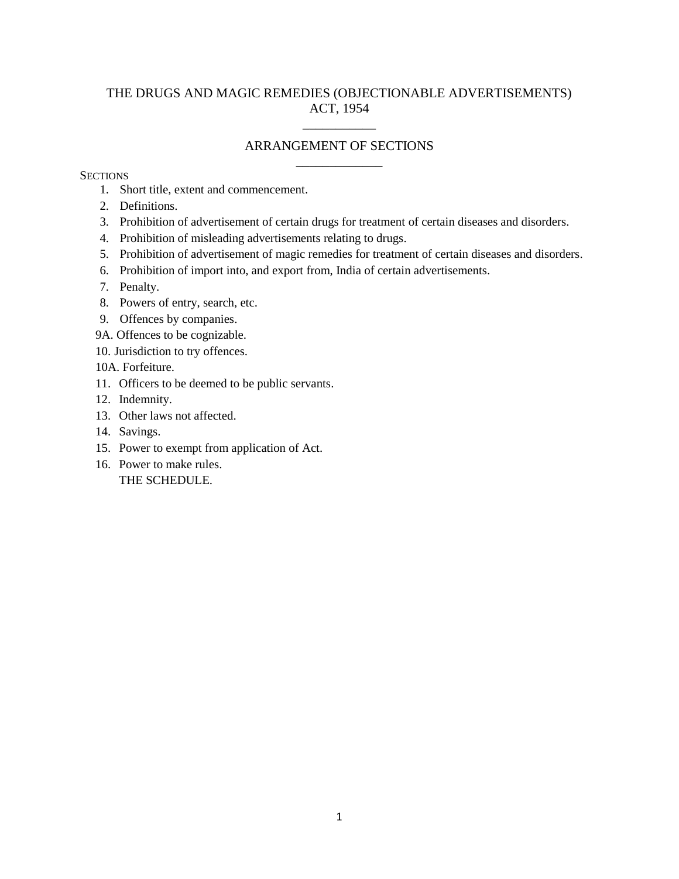# THE DRUGS AND MAGIC REMEDIES (OBJECTIONABLE ADVERTISEMENTS) ACT, 1954

## ARRANGEMENT OF SECTIONS

SECTIONS

1. Short title, extent and commencement.
2. Definitions.
3. Prohibition of advertisement of certain drugs for treatment of certain diseases and disorders.
4. Prohibition of misleading advertisements relating to drugs.
5. Prohibition of advertisement of magic remedies for treatment of certain diseases and disorders.
6. Prohibition of import into, and export from, India of certain advertisements.
7. Penalty.
8. Powers of entry, search, etc.
9. Offences by companies.

9A. Offences to be cognizable.

10. Jurisdiction to try offences.

10A. Forfeiture.

11. Officers to be deemed to be public servants.
12. Indemnity.
13. Other laws not affected.
14. Savings.
15. Power to exempt from application of Act.
16. Power to make rules.

THE SCHEDULE.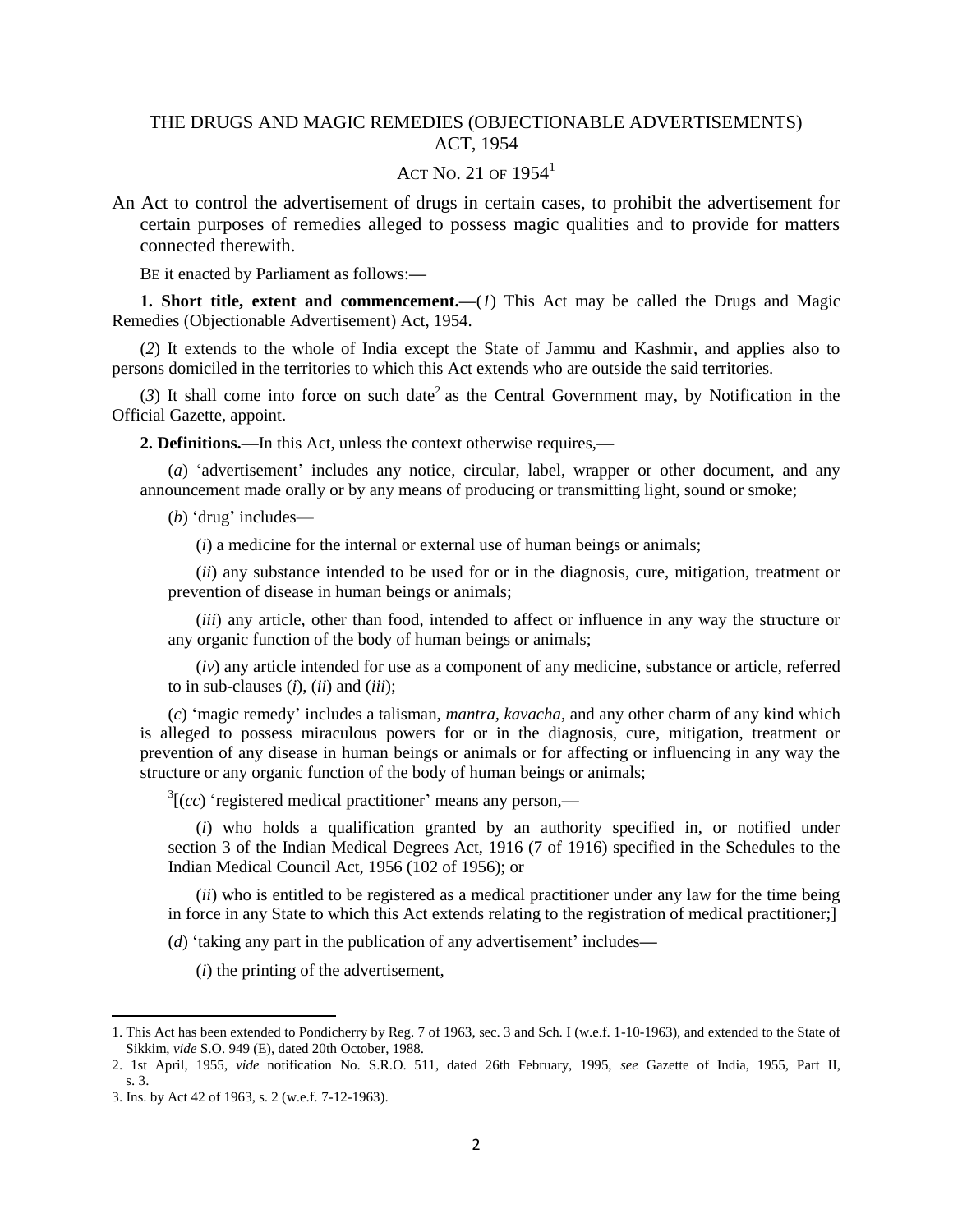# THE DRUGS AND MAGIC REMEDIES (OBJECTIONABLE ADVERTISEMENTS) ACT, 1954

## ACT NO. 21 OF 1954[1]

An Act to control the advertisement of drugs in certain cases, to prohibit the advertisement for certain purposes of remedies alleged to possess magic qualities and to provide for matters connected therewith.

BE it enacted by Parliament as follows:—

**1. Short title, extent and commencement.**—(*1*) This Act may be called the Drugs and Magic Remedies (Objectionable Advertisement) Act, 1954.

(*2*) It extends to the whole of India except the State of Jammu and Kashmir, and applies also to persons domiciled in the territories to which this Act extends who are outside the said territories.

(*3*) It shall come into force on such date[2] as the Central Government may, by Notification in the Official Gazette, appoint.

**2. Definitions.**—In this Act, unless the context otherwise requires,—

(*a*) 'advertisement' includes any notice, circular, label, wrapper or other document, and any announcement made orally or by any means of producing or transmitting light, sound or smoke;

(*b*) 'drug' includes—

(*i*) a medicine for the internal or external use of human beings or animals;

(*ii*) any substance intended to be used for or in the diagnosis, cure, mitigation, treatment or prevention of disease in human beings or animals;

(*iii*) any article, other than food, intended to affect or influence in any way the structure or any organic function of the body of human beings or animals;

(*iv*) any article intended for use as a component of any medicine, substance or article, referred to in sub-clauses (*i*), (*ii*) and (*iii*);

(*c*) 'magic remedy' includes a talisman, *mantra*, *kavacha*, and any other charm of any kind which is alleged to possess miraculous powers for or in the diagnosis, cure, mitigation, treatment or prevention of any disease in human beings or animals or for affecting or influencing in any way the structure or any organic function of the body of human beings or animals;

[3][(*cc*) 'registered medical practitioner' means any person,—

(*i*) who holds a qualification granted by an authority specified in, or notified under section 3 of the Indian Medical Degrees Act, 1916 (7 of 1916) specified in the Schedules to the Indian Medical Council Act, 1956 (102 of 1956); or

(*ii*) who is entitled to be registered as a medical practitioner under any law for the time being in force in any State to which this Act extends relating to the registration of medical practitioner;]

(*d*) 'taking any part in the publication of any advertisement' includes—

(*i*) the printing of the advertisement,

---

1. This Act has been extended to Pondicherry by Reg. 7 of 1963, sec. 3 and Sch. I (w.e.f. 1-10-1963), and extended to the State of Sikkim, *vide* S.O. 949 (E), dated 20th October, 1988.
2. 1st April, 1955, *vide* notification No. S.R.O. 511, dated 26th February, 1995, *see* Gazette of India, 1955, Part II, s. 3.
3. Ins. by Act 42 of 1963, s. 2 (w.e.f. 7-12-1963).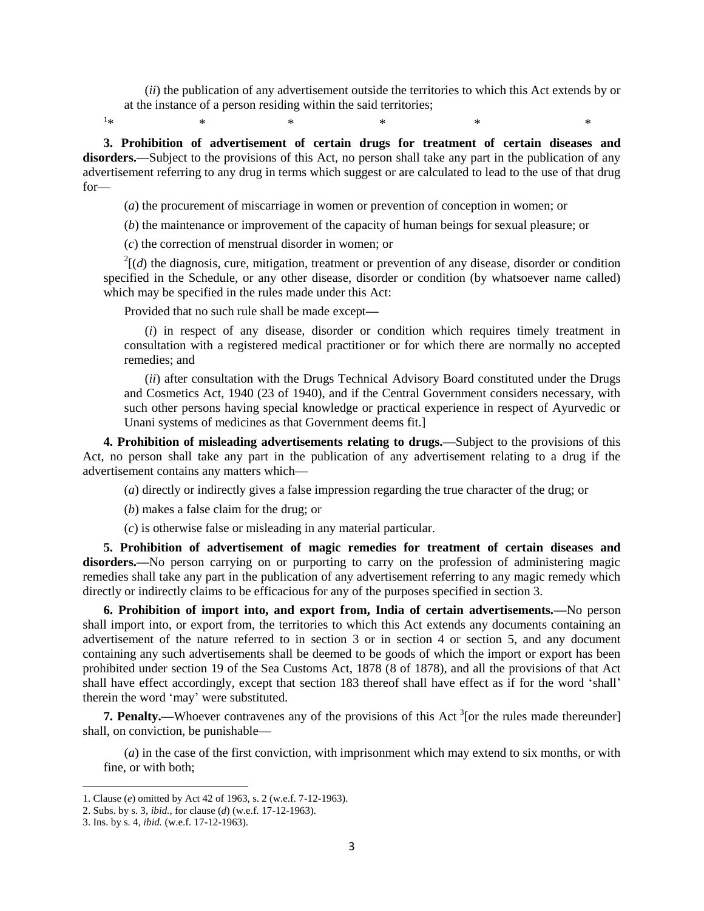(*ii*) the publication of any advertisement outside the territories to which this Act extends by or at the instance of a person residing within the said territories;

[1]* * * * * *

**3. Prohibition of advertisement of certain drugs for treatment of certain diseases and disorders.**—Subject to the provisions of this Act, no person shall take any part in the publication of any advertisement referring to any drug in terms which suggest or are calculated to lead to the use of that drug for—

(*a*) the procurement of miscarriage in women or prevention of conception in women; or

(*b*) the maintenance or improvement of the capacity of human beings for sexual pleasure; or

(*c*) the correction of menstrual disorder in women; or

[2][(*d*) the diagnosis, cure, mitigation, treatment or prevention of any disease, disorder or condition specified in the Schedule, or any other disease, disorder or condition (by whatsoever name called) which may be specified in the rules made under this Act:

Provided that no such rule shall be made except—

(*i*) in respect of any disease, disorder or condition which requires timely treatment in consultation with a registered medical practitioner or for which there are normally no accepted remedies; and

(*ii*) after consultation with the Drugs Technical Advisory Board constituted under the Drugs and Cosmetics Act, 1940 (23 of 1940), and if the Central Government considers necessary, with such other persons having special knowledge or practical experience in respect of Ayurvedic or Unani systems of medicines as that Government deems fit.]

**4. Prohibition of misleading advertisements relating to drugs.**—Subject to the provisions of this Act, no person shall take any part in the publication of any advertisement relating to a drug if the advertisement contains any matters which—

(*a*) directly or indirectly gives a false impression regarding the true character of the drug; or

(*b*) makes a false claim for the drug; or

(*c*) is otherwise false or misleading in any material particular.

**5. Prohibition of advertisement of magic remedies for treatment of certain diseases and disorders.**—No person carrying on or purporting to carry on the profession of administering magic remedies shall take any part in the publication of any advertisement referring to any magic remedy which directly or indirectly claims to be efficacious for any of the purposes specified in section 3.

**6. Prohibition of import into, and export from, India of certain advertisements.**—No person shall import into, or export from, the territories to which this Act extends any documents containing an advertisement of the nature referred to in section 3 or in section 4 or section 5, and any document containing any such advertisements shall be deemed to be goods of which the import or export has been prohibited under section 19 of the Sea Customs Act, 1878 (8 of 1878), and all the provisions of that Act shall have effect accordingly, except that section 183 thereof shall have effect as if for the word 'shall' therein the word 'may' were substituted.

**7. Penalty.**—Whoever contravenes any of the provisions of this Act [3][or the rules made thereunder] shall, on conviction, be punishable—

(*a*) in the case of the first conviction, with imprisonment which may extend to six months, or with fine, or with both;

---

1. Clause (*e*) omitted by Act 42 of 1963, s. 2 (w.e.f. 7-12-1963).
2. Subs. by s. 3, *ibid.*, for clause (*d*) (w.e.f. 17-12-1963).
3. Ins. by s. 4, *ibid.* (w.e.f. 17-12-1963).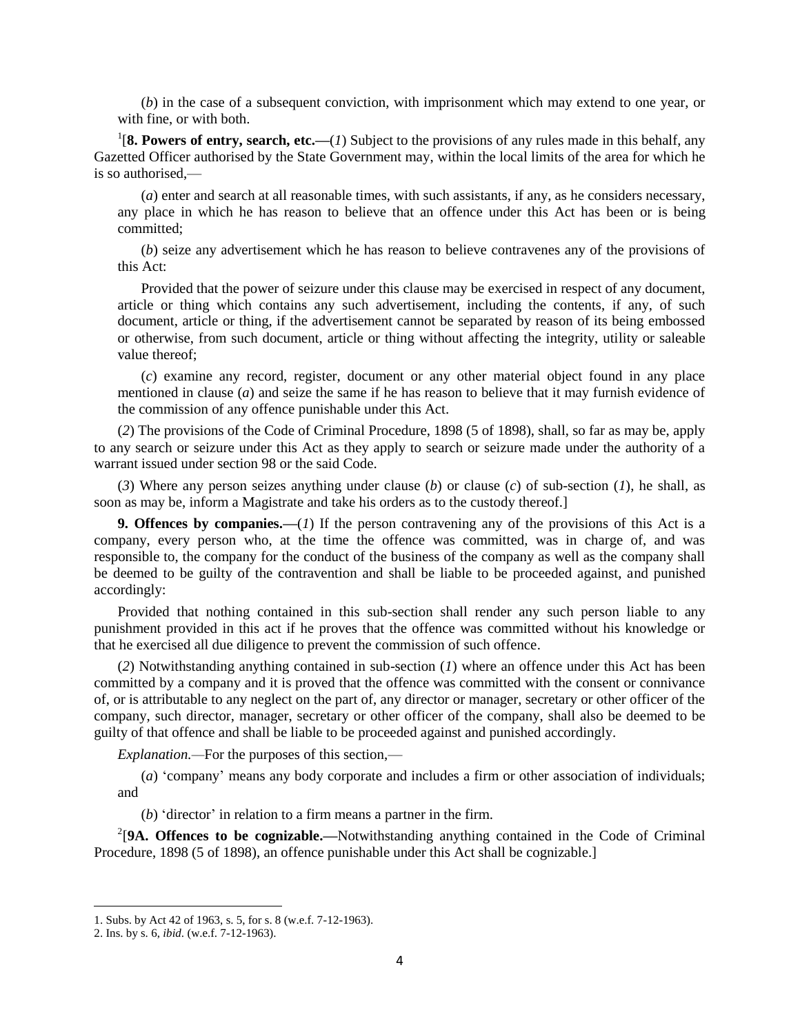(*b*) in the case of a subsequent conviction, with imprisonment which may extend to one year, or with fine, or with both.

[1][**8. Powers of entry, search, etc.—**(*1*) Subject to the provisions of any rules made in this behalf, any Gazetted Officer authorised by the State Government may, within the local limits of the area for which he is so authorised,—

(*a*) enter and search at all reasonable times, with such assistants, if any, as he considers necessary, any place in which he has reason to believe that an offence under this Act has been or is being committed;

(*b*) seize any advertisement which he has reason to believe contravenes any of the provisions of this Act:

Provided that the power of seizure under this clause may be exercised in respect of any document, article or thing which contains any such advertisement, including the contents, if any, of such document, article or thing, if the advertisement cannot be separated by reason of its being embossed or otherwise, from such document, article or thing without affecting the integrity, utility or saleable value thereof;

(*c*) examine any record, register, document or any other material object found in any place mentioned in clause (*a*) and seize the same if he has reason to believe that it may furnish evidence of the commission of any offence punishable under this Act.

(*2*) The provisions of the Code of Criminal Procedure, 1898 (5 of 1898), shall, so far as may be, apply to any search or seizure under this Act as they apply to search or seizure made under the authority of a warrant issued under section 98 or the said Code.

(*3*) Where any person seizes anything under clause (*b*) or clause (*c*) of sub-section (*1*), he shall, as soon as may be, inform a Magistrate and take his orders as to the custody thereof.]

**9. Offences by companies.—**(*1*) If the person contravening any of the provisions of this Act is a company, every person who, at the time the offence was committed, was in charge of, and was responsible to, the company for the conduct of the business of the company as well as the company shall be deemed to be guilty of the contravention and shall be liable to be proceeded against, and punished accordingly:

Provided that nothing contained in this sub-section shall render any such person liable to any punishment provided in this act if he proves that the offence was committed without his knowledge or that he exercised all due diligence to prevent the commission of such offence.

(*2*) Notwithstanding anything contained in sub-section (*1*) where an offence under this Act has been committed by a company and it is proved that the offence was committed with the consent or connivance of, or is attributable to any neglect on the part of, any director or manager, secretary or other officer of the company, such director, manager, secretary or other officer of the company, shall also be deemed to be guilty of that offence and shall be liable to be proceeded against and punished accordingly.

*Explanation.*—For the purposes of this section,—

(*a*) 'company' means any body corporate and includes a firm or other association of individuals; and

(*b*) 'director' in relation to a firm means a partner in the firm.

[2][**9A. Offences to be cognizable.—**Notwithstanding anything contained in the Code of Criminal Procedure, 1898 (5 of 1898), an offence punishable under this Act shall be cognizable.]

---

1. Subs. by Act 42 of 1963, s. 5, for s. 8 (w.e.f. 7-12-1963).
2. Ins. by s. 6, *ibid*. (w.e.f. 7-12-1963).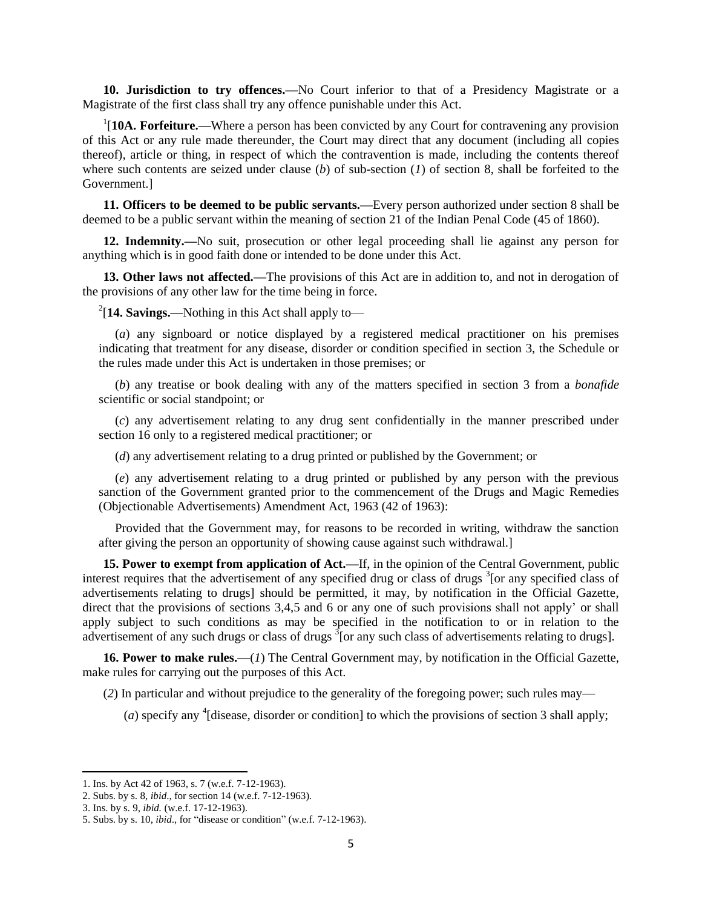**10. Jurisdiction to try offences.—**No Court inferior to that of a Presidency Magistrate or a Magistrate of the first class shall try any offence punishable under this Act.

[1][**10A. Forfeiture.—**Where a person has been convicted by any Court for contravening any provision of this Act or any rule made thereunder, the Court may direct that any document (including all copies thereof), article or thing, in respect of which the contravention is made, including the contents thereof where such contents are seized under clause (*b*) of sub-section (*1*) of section 8, shall be forfeited to the Government.]

**11. Officers to be deemed to be public servants.—**Every person authorized under section 8 shall be deemed to be a public servant within the meaning of section 21 of the Indian Penal Code (45 of 1860).

**12. Indemnity.—**No suit, prosecution or other legal proceeding shall lie against any person for anything which is in good faith done or intended to be done under this Act.

**13. Other laws not affected.—**The provisions of this Act are in addition to, and not in derogation of the provisions of any other law for the time being in force.

[2][**14. Savings.—**Nothing in this Act shall apply to—

(*a*) any signboard or notice displayed by a registered medical practitioner on his premises indicating that treatment for any disease, disorder or condition specified in section 3, the Schedule or the rules made under this Act is undertaken in those premises; or

(*b*) any treatise or book dealing with any of the matters specified in section 3 from a *bonafide* scientific or social standpoint; or

(*c*) any advertisement relating to any drug sent confidentially in the manner prescribed under section 16 only to a registered medical practitioner; or

(*d*) any advertisement relating to a drug printed or published by the Government; or

(*e*) any advertisement relating to a drug printed or published by any person with the previous sanction of the Government granted prior to the commencement of the Drugs and Magic Remedies (Objectionable Advertisements) Amendment Act, 1963 (42 of 1963):

Provided that the Government may, for reasons to be recorded in writing, withdraw the sanction after giving the person an opportunity of showing cause against such withdrawal.]

**15. Power to exempt from application of Act.—**If, in the opinion of the Central Government, public interest requires that the advertisement of any specified drug or class of drugs [3][or any specified class of advertisements relating to drugs] should be permitted, it may, by notification in the Official Gazette, direct that the provisions of sections 3,4,5 and 6 or any one of such provisions shall not apply' or shall apply subject to such conditions as may be specified in the notification to or in relation to the advertisement of any such drugs or class of drugs [3][or any such class of advertisements relating to drugs].

**16. Power to make rules.—**(*1*) The Central Government may, by notification in the Official Gazette, make rules for carrying out the purposes of this Act.

(*2*) In particular and without prejudice to the generality of the foregoing power; such rules may—

(*a*) specify any [4][disease, disorder or condition] to which the provisions of section 3 shall apply;

---

1. Ins. by Act 42 of 1963, s. 7 (w.e.f. 7-12-1963).
2. Subs. by s. 8, *ibid*., for section 14 (w.e.f. 7-12-1963).
3. Ins. by s. 9, *ibid.* (w.e.f. 17-12-1963).
5. Subs. by s. 10, *ibid*., for "disease or condition" (w.e.f. 7-12-1963).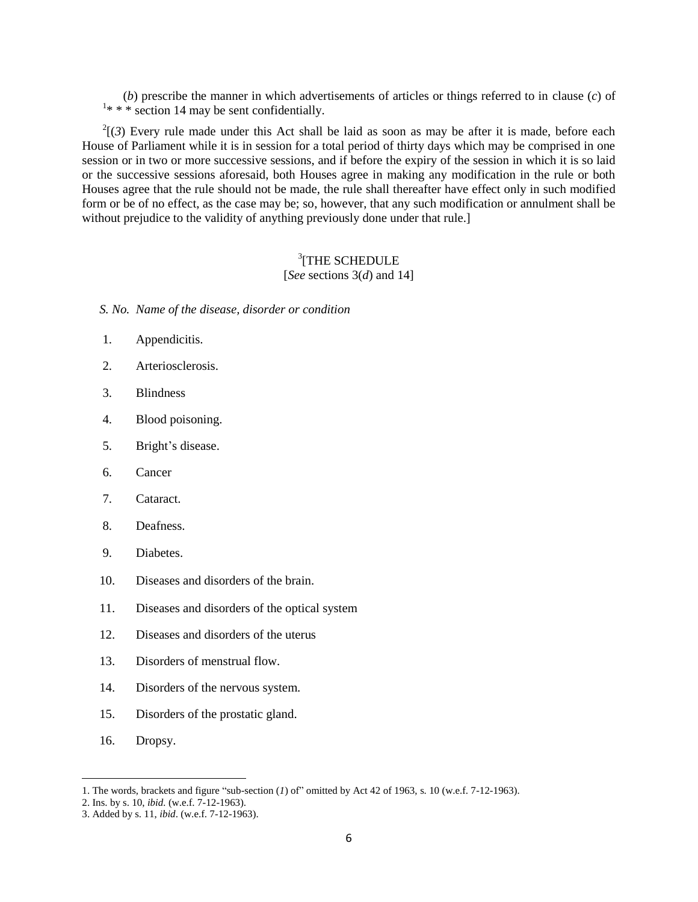(*b*) prescribe the manner in which advertisements of articles or things referred to in clause (*c*) of [1]* * * section 14 may be sent confidentially.

[2][(*3*) Every rule made under this Act shall be laid as soon as may be after it is made, before each House of Parliament while it is in session for a total period of thirty days which may be comprised in one session or in two or more successive sessions, and if before the expiry of the session in which it is so laid or the successive sessions aforesaid, both Houses agree in making any modification in the rule or both Houses agree that the rule should not be made, the rule shall thereafter have effect only in such modified form or be of no effect, as the case may be; so, however, that any such modification or annulment shall be without prejudice to the validity of anything previously done under that rule.]

## [3][THE SCHEDULE

[*See* sections 3(*d*) and 14]

| *S. No.* | *Name of the disease, disorder or condition* |
|---|---|
| 1. | Appendicitis. |
| 2. | Arteriosclerosis. |
| 3. | Blindness |
| 4. | Blood poisoning. |
| 5. | Bright's disease. |
| 6. | Cancer |
| 7. | Cataract. |
| 8. | Deafness. |
| 9. | Diabetes. |
| 10. | Diseases and disorders of the brain. |
| 11. | Diseases and disorders of the optical system |
| 12. | Diseases and disorders of the uterus |
| 13. | Disorders of menstrual flow. |
| 14. | Disorders of the nervous system. |
| 15. | Disorders of the prostatic gland. |
| 16. | Dropsy. |

1. The words, brackets and figure "sub-section (*1*) of" omitted by Act 42 of 1963, s. 10 (w.e.f. 7-12-1963).
2. Ins. by s. 10, *ibid.* (w.e.f. 7-12-1963).
3. Added by s. 11, *ibid*. (w.e.f. 7-12-1963).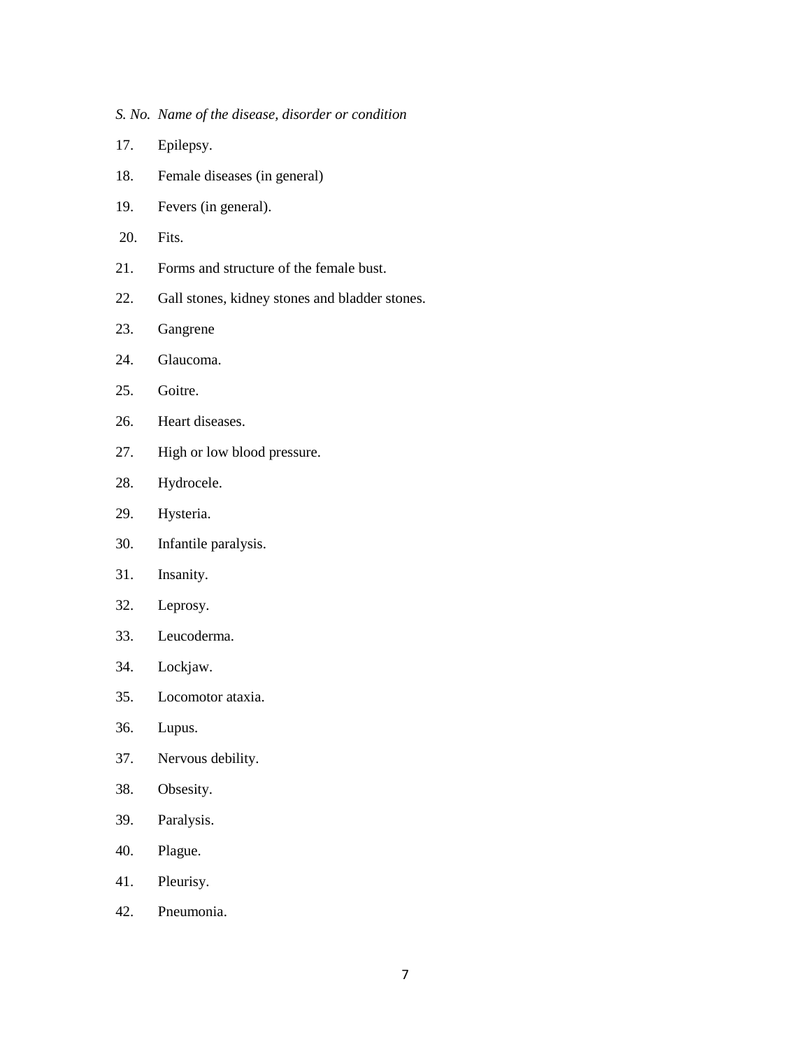| *S. No.* | *Name of the disease, disorder or condition* |
|---|---|
| 17. | Epilepsy. |
| 18. | Female diseases (in general) |
| 19. | Fevers (in general). |
| 20. | Fits. |
| 21. | Forms and structure of the female bust. |
| 22. | Gall stones, kidney stones and bladder stones. |
| 23. | Gangrene |
| 24. | Glaucoma. |
| 25. | Goitre. |
| 26. | Heart diseases. |
| 27. | High or low blood pressure. |
| 28. | Hydrocele. |
| 29. | Hysteria. |
| 30. | Infantile paralysis. |
| 31. | Insanity. |
| 32. | Leprosy. |
| 33. | Leucoderma. |
| 34. | Lockjaw. |
| 35. | Locomotor ataxia. |
| 36. | Lupus. |
| 37. | Nervous debility. |
| 38. | Obsesity. |
| 39. | Paralysis. |
| 40. | Plague. |
| 41. | Pleurisy. |
| 42. | Pneumonia. |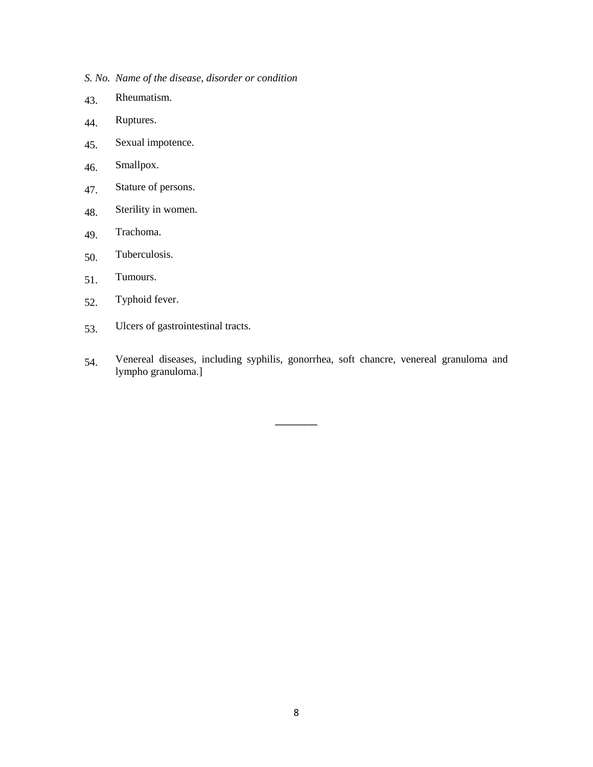| *S. No.* | *Name of the disease, disorder or condition* |
|---|---|
| 43. | Rheumatism. |
| 44. | Ruptures. |
| 45. | Sexual impotence. |
| 46. | Smallpox. |
| 47. | Stature of persons. |
| 48. | Sterility in women. |
| 49. | Trachoma. |
| 50. | Tuberculosis. |
| 51. | Tumours. |
| 52. | Typhoid fever. |
| 53. | Ulcers of gastrointestinal tracts. |
| 54. | Venereal diseases, including syphilis, gonorrhea, soft chancre, venereal granuloma and lympho granuloma.] |

———